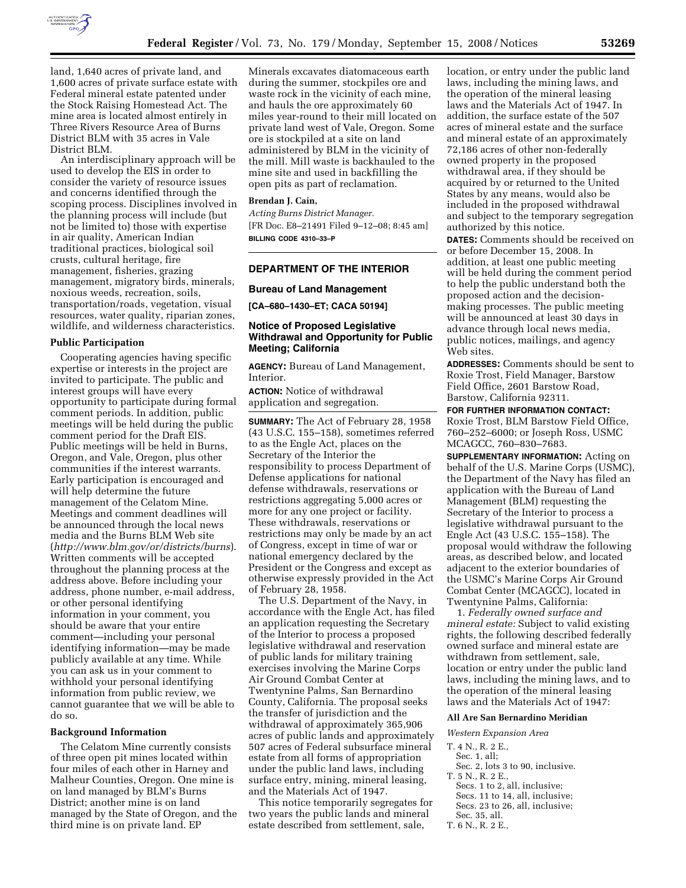land, 1,640 acres of private land, and 1,600 acres of private surface estate with Federal mineral estate patented under the Stock Raising Homestead Act. The mine area is located almost entirely in Three Rivers Resource Area of Burns District BLM with 35 acres in Vale District BLM.

An interdisciplinary approach will be used to develop the EIS in order to consider the variety of resource issues and concerns identified through the scoping process. Disciplines involved in the planning process will include (but not be limited to) those with expertise in air quality, American Indian traditional practices, biological soil crusts, cultural heritage, fire management, fisheries, grazing management, migratory birds, minerals, noxious weeds, recreation, soils, transportation/roads, vegetation, visual resources, water quality, riparian zones, wildlife, and wilderness characteristics.

### Public Participation

Cooperating agencies having specific expertise or interests in the project are invited to participate. The public and interest groups will have every opportunity to participate during formal comment periods. In addition, public meetings will be held during the public comment period for the Draft EIS. Public meetings will be held in Burns, Oregon, and Vale, Oregon, plus other communities if the interest warrants. Early participation is encouraged and will help determine the future management of the Celatom Mine. Meetings and comment deadlines will be announced through the local news media and the Burns BLM Web site (*http://www.blm.gov/or/districts/burns*). Written comments will be accepted throughout the planning process at the address above. Before including your address, phone number, e-mail address, or other personal identifying information in your comment, you should be aware that your entire comment—including your personal identifying information—may be made publicly available at any time. While you can ask us in your comment to withhold your personal identifying information from public review, we cannot guarantee that we will be able to do so.

### Background Information

The Celatom Mine currently consists of three open pit mines located within four miles of each other in Harney and Malheur Counties, Oregon. One mine is on land managed by BLM's Burns District; another mine is on land managed by the State of Oregon, and the third mine is on private land. EP Minerals excavates diatomaceous earth during the summer, stockpiles ore and waste rock in the vicinity of each mine, and hauls the ore approximately 60 miles year-round to their mill located on private land west of Vale, Oregon. Some ore is stockpiled at a site on land administered by BLM in the vicinity of the mill. Mill waste is backhauled to the mine site and used in backfilling the open pits as part of reclamation.

**Brendan J. Cain,**

*Acting Burns District Manager.*

[FR Doc. E8–21491 Filed 9–12–08; 8:45 am]

**BILLING CODE 4310–33–P**

## DEPARTMENT OF THE INTERIOR

### Bureau of Land Management

**[CA–680–1430–ET; CACA 50194]**

### Notice of Proposed Legislative Withdrawal and Opportunity for Public Meeting; California

**AGENCY:** Bureau of Land Management, Interior.

**ACTION:** Notice of withdrawal application and segregation.

**SUMMARY:** The Act of February 28, 1958 (43 U.S.C. 155–158), sometimes referred to as the Engle Act, places on the Secretary of the Interior the responsibility to process Department of Defense applications for national defense withdrawals, reservations or restrictions aggregating 5,000 acres or more for any one project or facility. These withdrawals, reservations or restrictions may only be made by an act of Congress, except in time of war or national emergency declared by the President or the Congress and except as otherwise expressly provided in the Act of February 28, 1958.

The U.S. Department of the Navy, in accordance with the Engle Act, has filed an application requesting the Secretary of the Interior to process a proposed legislative withdrawal and reservation of public lands for military training exercises involving the Marine Corps Air Ground Combat Center at Twentynine Palms, San Bernardino County, California. The proposal seeks the transfer of jurisdiction and the withdrawal of approximately 365,906 acres of public lands and approximately 507 acres of Federal subsurface mineral estate from all forms of appropriation under the public land laws, including surface entry, mining, mineral leasing, and the Materials Act of 1947.

This notice temporarily segregates for two years the public lands and mineral estate described from settlement, sale, location, or entry under the public land laws, including the mining laws, and the operation of the mineral leasing laws and the Materials Act of 1947. In addition, the surface estate of the 507 acres of mineral estate and the surface and mineral estate of an approximately 72,186 acres of other non-federally owned property in the proposed withdrawal area, if they should be acquired by or returned to the United States by any means, would also be included in the proposed withdrawal and subject to the temporary segregation authorized by this notice.

**DATES:** Comments should be received on or before December 15, 2008. In addition, at least one public meeting will be held during the comment period to help the public understand both the proposed action and the decision-making processes. The public meeting will be announced at least 30 days in advance through local news media, public notices, mailings, and agency Web sites.

**ADDRESSES:** Comments should be sent to Roxie Trost, Field Manager, Barstow Field Office, 2601 Barstow Road, Barstow, California 92311.

**FOR FURTHER INFORMATION CONTACT:** Roxie Trost, BLM Barstow Field Office, 760–252–6000; or Joseph Ross, USMC MCAGCC, 760–830–7683.

**SUPPLEMENTARY INFORMATION:** Acting on behalf of the U.S. Marine Corps (USMC), the Department of the Navy has filed an application with the Bureau of Land Management (BLM) requesting the Secretary of the Interior to process a legislative withdrawal pursuant to the Engle Act (43 U.S.C. 155–158). The proposal would withdraw the following areas, as described below, and located adjacent to the exterior boundaries of the USMC's Marine Corps Air Ground Combat Center (MCAGCC), located in Twentynine Palms, California:

1. *Federally owned surface and mineral estate:* Subject to valid existing rights, the following described federally owned surface and mineral estate are withdrawn from settlement, sale, location or entry under the public land laws, including the mining laws, and to the operation of the mineral leasing laws and the Materials Act of 1947:

#### All Are San Bernardino Meridian

*Western Expansion Area*

T. 4 N., R. 2 E.,
 Sec. 1, all;
 Sec. 2, lots 3 to 90, inclusive.
T. 5 N., R. 2 E.,
 Secs. 1 to 2, all, inclusive;
 Secs. 11 to 14, all, inclusive;
 Secs. 23 to 26, all, inclusive;
 Sec. 35, all.
T. 6 N., R. 2 E.,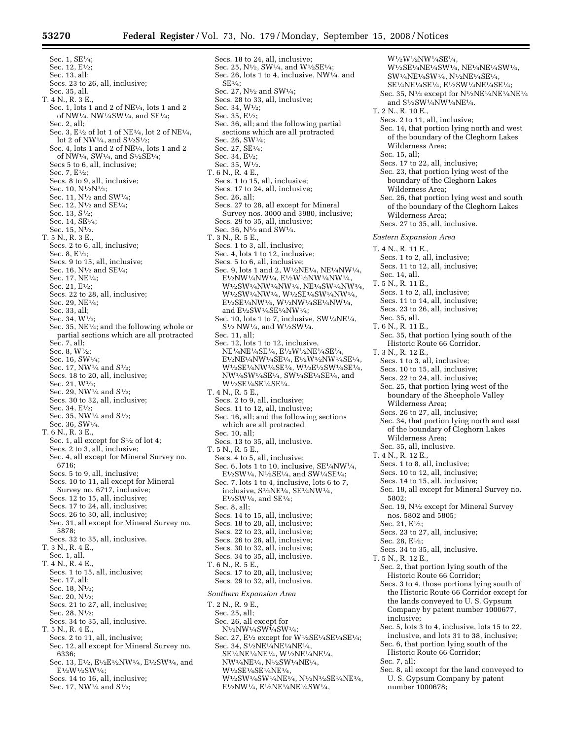Sec. 1, SE¼;
Sec. 12, E½;
Sec. 13, all;
Secs. 23 to 26, all, inclusive;
Sec. 35, all.

T. 4 N., R. 3 E.,
Sec. 1, lots 1 and 2 of NE¼, lots 1 and 2 of NW¼, NW¼SW¼, and SE¼;
Sec. 2, all;
Sec. 3, E½ of lot 1 of NE¼, lot 2 of NE¼, lot 2 of NW¼, and S½S½;
Sec. 4, lots 1 and 2 of NE¼, lots 1 and 2 of NW¼, SW¼, and S½SE¼;
Secs 5 to 6, all, inclusive;
Sec. 7, E½;
Secs. 8 to 9, all, inclusive;
Sec. 10, N½N½;
Sec. 11, N½ and SW¼;
Sec. 12, N½ and SE¼;
Sec. 13, S½;
Sec. 14, SE¼;
Sec. 15, N½.

T. 5 N., R. 3 E.,
Secs. 2 to 6, all, inclusive;
Sec. 8, E½;
Secs. 9 to 15, all, inclusive;
Sec. 16, N½ and SE¼;
Sec. 17, NE¼;
Sec. 21, E½;
Secs. 22 to 28, all, inclusive;
Sec. 29, NE¼;
Sec. 33, all;
Sec. 34, W½;
Sec. 35, NE¼; and the following whole or partial sections which are all protracted
Sec. 7, all;
Sec. 8, W½;
Sec. 16, SW¼;
Sec. 17, NW¼ and S½;
Secs. 18 to 20, all, inclusive;
Sec. 21, W½;
Sec. 29, NW¼ and S½;
Secs. 30 to 32, all, inclusive;
Sec. 34, E½;
Sec. 35, NW¼ and S½;
Sec. 36, SW¼.

T. 6 N., R. 3 E.,
Sec. 1, all except for S½ of lot 4;
Secs. 2 to 3, all, inclusive;
Sec. 4, all except Mineral Survey no. 6716;
Secs. 5 to 9, all, inclusive;
Secs. 10 to 11, all except for Mineral Survey no. 6717, inclusive;
Secs. 12 to 15, all, inclusive;
Secs. 17 to 24, all, inclusive;
Secs. 26 to 30, all, inclusive;
Sec. 31, all except for Mineral Survey no. 5878;
Secs. 32 to 35, all, inclusive.

T. 3 N., R. 4 E.,
Sec. 1, all.

T. 4 N., R. 4 E.,
Secs. 1 to 15, all, inclusive;
Sec. 17, all;
Sec. 18, N½;
Sec. 20, N½;
Secs. 21 to 27, all, inclusive;
Sec. 28, N½;
Secs. 34 to 35, all, inclusive.

T. 5 N., R. 4 E.,
Secs. 2 to 11, all, inclusive;
Sec. 12, all except for Mineral Survey no. 6336;
Sec. 13, E½, E½E½NW¼, E½SW¼, and E½W½SW¼;
Secs. 14 to 16, all, inclusive;
Sec. 17, NW¼ and S½;
Secs. 18 to 24, all, inclusive;
Sec. 25, N½, SW¼, and W½SE¼;
Sec. 26, lots 1 to 4, inclusive, NW¼, and SE¼;
Sec. 27, N½ and SW¼;
Secs. 28 to 33, all, inclusive;
Sec. 34, W½;
Sec. 35, E½;
Sec. 36, all; and the following partial sections which are all protracted
Sec. 26, SW¼;
Sec. 27, SE¼;
Sec. 34, E½;
Sec. 35, W½.

T. 6 N., R. 4 E.,
Secs. 1 to 15, all, inclusive;
Secs. 17 to 24, all, inclusive;
Sec. 26, all;
Secs. 27 to 28, all except for Mineral Survey nos. 3000 and 3980, inclusive;
Secs. 29 to 35, all, inclusive;
Sec. 36, N½ and SW¼.

T. 3 N., R. 5 E.,
Secs. 1 to 3, all, inclusive;
Sec. 4, lots 1 to 12, inclusive;
Secs. 5 to 6, all, inclusive;
Sec. 9, lots 1 and 2, W½NE¼, NE¼NW¼, E½NW¼NW¼, E½W½NW¼NW¼, W½SW¼NW¼NW¼, NE¼SW¼NW¼, W½SW¼NW¼, W½SE¼SW¼NW¼, E½SE¼NW¼, W½NW¼SE¼NW¼, and E½SW¼SE¼NW¼;
Sec. 10, lots 1 to 7, inclusive, SW¼NE¼, S½ NW¼, and W½SW¼.
Sec. 11, all;
Sec. 12, lots 1 to 12, inclusive, NE¼NE¼SE¼, E½W½NE¼SE¼, E½NE¼NW¼SE¼, E½W½NW¼SE¼, W½SE¼NW¼SE¼, W½E½SW¼SE¼, NW¼SW¼SE¼, SW¼SE¼SE¼, and W½SE¼SE¼SE¼.

T. 4 N., R. 5 E.,
Secs. 2 to 9, all, inclusive;
Secs. 11 to 12, all, inclusive;
Sec. 16, all; and the following sections which are all protracted
Sec. 10, all;
Secs. 13 to 35, all, inclusive.

T. 5 N., R. 5 E.,
Secs. 4 to 5, all, inclusive;
Sec. 6, lots 1 to 10, inclusive, SE¼NW¼, E½SW¼, N½SE¼, and SW¼SE¼;
Sec. 7, lots 1 to 4, inclusive, lots 6 to 7, inclusive, S½NE¼, SE¼NW¼, E½SW¼, and SE¼;
Sec. 8, all;
Secs. 14 to 15, all, inclusive;
Secs. 18 to 20, all, inclusive;
Secs. 22 to 23, all, inclusive;
Secs. 26 to 28, all, inclusive;
Secs. 30 to 32, all, inclusive;
Secs. 34 to 35, all, inclusive.

T. 6 N., R. 5 E.,
Secs. 17 to 20, all, inclusive;
Secs. 29 to 32, all, inclusive.

*Southern Expansion Area*

T. 2 N., R. 9 E.,
Sec. 25, all;
Sec. 26, all except for N½NW¼SW¼SW¼;
Sec. 27, E½ except for W½SE¼SE¼SE¼;
Sec. 34, S½NE¼NE¼NE¼, SE¼NE¼NE¼, W½NE¼NE¼, NW¼NE¼, N½SW¼NE¼, W½SE¼SE¼NE¼, W½SW¼SW¼NE¼, N½N½SE¼NE¼, E½NW¼, E½NE¼NE¼SW¼, W½W½NW¼SE¼, W½SE¼NE¼SW¼, NE¼NE¼SW¼, SW¼NE¼SW¼, N½NE¼SE¼, SE¼NE¼SE¼, E½SW¼NE¼SE¼;
Sec. 35, N½ except for N½NE¼NE¼NE¼ and S½SW¼NW¼NE¼.

T. 2 N., R. 10 E.,
Secs. 2 to 11, all, inclusive;
Sec. 14, that portion lying north and west of the boundary of the Cleghorn Lakes Wilderness Area;
Sec. 15, all;
Secs. 17 to 22, all, inclusive;
Sec. 23, that portion lying west of the boundary of the Cleghorn Lakes Wilderness Area;
Sec. 26, that portion lying west and south of the boundary of the Cleghorn Lakes Wilderness Area;
Secs. 27 to 35, all, inclusive.

*Eastern Expansion Area*

T. 4 N., R. 11 E.,
Secs. 1 to 2, all, inclusive;
Secs. 11 to 12, all, inclusive;
Sec. 14, all.

T. 5 N., R. 11 E.,
Secs. 1 to 2, all, inclusive;
Secs. 11 to 14, all, inclusive;
Secs. 23 to 26, all, inclusive;
Sec. 35, all.

T. 6 N., R. 11 E.,
Sec. 35, that portion lying south of the Historic Route 66 Corridor.

T. 3 N., R. 12 E.,
Secs. 1 to 3, all, inclusive;
Secs. 10 to 15, all, inclusive;
Secs. 22 to 24, all, inclusive;
Sec. 25, that portion lying west of the boundary of the Sheephole Valley Wilderness Area;
Secs. 26 to 27, all, inclusive;
Sec. 34, that portion lying north and east of the boundary of Cleghorn Lakes Wilderness Area;
Sec. 35, all, inclusive.

T. 4 N., R. 12 E.,
Secs. 1 to 8, all, inclusive;
Secs. 10 to 12, all, inclusive;
Secs. 14 to 15, all, inclusive;
Sec. 18, all except for Mineral Survey no. 5802;
Sec. 19, N½ except for Mineral Survey nos. 5802 and 5805;
Sec. 21, E½;
Secs. 23 to 27, all, inclusive;
Sec. 28, E½;
Secs. 34 to 35, all, inclusive.

T. 5 N., R. 12 E.,
Sec. 2, that portion lying south of the Historic Route 66 Corridor;
Secs. 3 to 4, those portions lying south of the Historic Route 66 Corridor except for the lands conveyed to U. S. Gypsum Company by patent number 1000677, inclusive;
Sec. 5, lots 3 to 4, inclusive, lots 15 to 22, inclusive, and lots 31 to 38, inclusive;
Sec. 6, that portion lying south of the Historic Route 66 Corridor;
Sec. 7, all;
Sec. 8, all except for the land conveyed to U. S. Gypsum Company by patent number 1000678;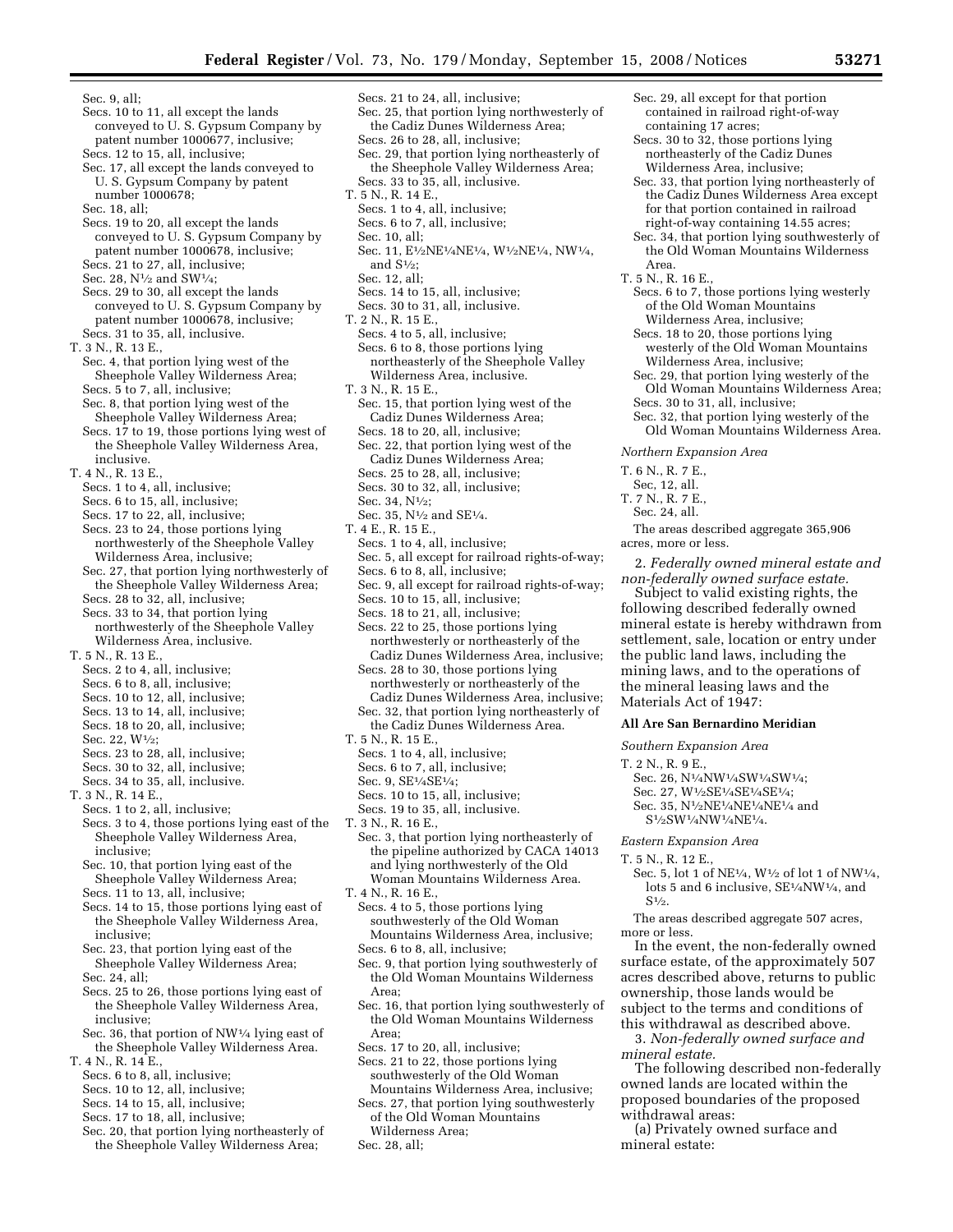Sec. 9, all;
Secs. 10 to 11, all except the lands conveyed to U. S. Gypsum Company by patent number 1000677, inclusive;
Secs. 12 to 15, all, inclusive;
Sec. 17, all except the lands conveyed to U. S. Gypsum Company by patent number 1000678;
Sec. 18, all;
Secs. 19 to 20, all except the lands conveyed to U. S. Gypsum Company by patent number 1000678, inclusive;
Secs. 21 to 27, all, inclusive;
Sec. 28, N½ and SW¼;
Secs. 29 to 30, all except the lands conveyed to U. S. Gypsum Company by patent number 1000678, inclusive;
Secs. 31 to 35, all, inclusive.

T. 3 N., R. 13 E.,
Sec. 4, that portion lying west of the Sheephole Valley Wilderness Area;
Secs. 5 to 7, all, inclusive;
Sec. 8, that portion lying west of the Sheephole Valley Wilderness Area;
Secs. 17 to 19, those portions lying west of the Sheephole Valley Wilderness Area, inclusive.

T. 4 N., R. 13 E.,
Secs. 1 to 4, all, inclusive;
Secs. 6 to 15, all, inclusive;
Secs. 17 to 22, all, inclusive;
Secs. 23 to 24, those portions lying northwesterly of the Sheephole Valley Wilderness Area, inclusive;
Sec. 27, that portion lying northwesterly of the Sheephole Valley Wilderness Area;
Secs. 28 to 32, all, inclusive;
Secs. 33 to 34, that portion lying northwesterly of the Sheephole Valley Wilderness Area, inclusive.

T. 5 N., R. 13 E.,
Secs. 2 to 4, all, inclusive;
Secs. 6 to 8, all, inclusive;
Secs. 10 to 12, all, inclusive;
Secs. 13 to 14, all, inclusive;
Secs. 18 to 20, all, inclusive;
Sec. 22, W½;
Secs. 23 to 28, all, inclusive;
Secs. 30 to 32, all, inclusive;
Secs. 34 to 35, all, inclusive.

T. 3 N., R. 14 E.,
Secs. 1 to 2, all, inclusive;
Secs. 3 to 4, those portions lying east of the Sheephole Valley Wilderness Area, inclusive;
Sec. 10, that portion lying east of the Sheephole Valley Wilderness Area;
Secs. 11 to 13, all, inclusive;
Secs. 14 to 15, those portions lying east of the Sheephole Valley Wilderness Area, inclusive;
Sec. 23, that portion lying east of the Sheephole Valley Wilderness Area;
Sec. 24, all;
Secs. 25 to 26, those portions lying east of the Sheephole Valley Wilderness Area, inclusive;
Sec. 36, that portion of NW¼ lying east of the Sheephole Valley Wilderness Area.

T. 4 N., R. 14 E.,
Secs. 6 to 8, all, inclusive;
Secs. 10 to 12, all, inclusive;
Secs. 14 to 15, all, inclusive;
Secs. 17 to 18, all, inclusive;
Sec. 20, that portion lying northeasterly of the Sheephole Valley Wilderness Area;
Secs. 21 to 24, all, inclusive;
Sec. 25, that portion lying northwesterly of the Cadiz Dunes Wilderness Area;
Secs. 26 to 28, all, inclusive;
Sec. 29, that portion lying northeasterly of the Sheephole Valley Wilderness Area;
Secs. 33 to 35, all, inclusive.

T. 5 N., R. 14 E.,
Secs. 1 to 4, all, inclusive;
Secs. 6 to 7, all, inclusive;
Sec. 10, all;
Sec. 11, E½NE¼NE¼, W½NE¼, NW¼, and S½;
Sec. 12, all;
Secs. 14 to 15, all, inclusive;
Secs. 30 to 31, all, inclusive.

T. 2 N., R. 15 E.,
Secs. 4 to 5, all, inclusive;
Secs. 6 to 8, those portions lying northeasterly of the Sheephole Valley Wilderness Area, inclusive.

T. 3 N., R. 15 E.,
Sec. 15, that portion lying west of the Cadiz Dunes Wilderness Area;
Secs. 18 to 20, all, inclusive;
Sec. 22, that portion lying west of the Cadiz Dunes Wilderness Area;
Secs. 25 to 28, all, inclusive;
Secs. 30 to 32, all, inclusive;
Sec. 34, N½;
Sec. 35, N½ and SE¼.

T. 4 E., R. 15 E.,
Secs. 1 to 4, all, inclusive;
Sec. 5, all except for railroad rights-of-way;
Secs. 6 to 8, all, inclusive;
Sec. 9, all except for railroad rights-of-way;
Secs. 10 to 15, all, inclusive;
Secs. 18 to 21, all, inclusive;
Secs. 22 to 25, those portions lying northwesterly or northeasterly of the Cadiz Dunes Wilderness Area, inclusive;
Secs. 28 to 30, those portions lying northwesterly or northeasterly of the Cadiz Dunes Wilderness Area, inclusive;
Sec. 32, that portion lying northeasterly of the Cadiz Dunes Wilderness Area.

T. 5 N., R. 15 E.,
Secs. 1 to 4, all, inclusive;
Secs. 6 to 7, all, inclusive;
Sec. 9, SE¼SE¼;
Secs. 10 to 15, all, inclusive;
Secs. 19 to 35, all, inclusive.

T. 3 N., R. 16 E.,
Sec. 3, that portion lying northeasterly of the pipeline authorized by CACA 14013 and lying northwesterly of the Old Woman Mountains Wilderness Area.

T. 4 N., R. 16 E.,
Secs. 4 to 5, those portions lying southwesterly of the Old Woman Mountains Wilderness Area, inclusive;
Secs. 6 to 8, all, inclusive;
Sec. 9, that portion lying southwesterly of the Old Woman Mountains Wilderness Area;
Sec. 16, that portion lying southwesterly of the Old Woman Mountains Wilderness Area;
Secs. 17 to 20, all, inclusive;
Secs. 21 to 22, those portions lying southwesterly of the Old Woman Mountains Wilderness Area, inclusive;
Secs. 27, that portion lying southwesterly of the Old Woman Mountains Wilderness Area;
Sec. 28, all;
Sec. 29, all except for that portion contained in railroad right-of-way containing 17 acres;
Secs. 30 to 32, those portions lying northeasterly of the Cadiz Dunes Wilderness Area, inclusive;
Sec. 33, that portion lying northeasterly of the Cadiz Dunes Wilderness Area except for that portion contained in railroad right-of-way containing 14.55 acres;
Sec. 34, that portion lying southwesterly of the Old Woman Mountains Wilderness Area.

T. 5 N., R. 16 E.,
Secs. 6 to 7, those portions lying westerly of the Old Woman Mountains Wilderness Area, inclusive;
Secs. 18 to 20, those portions lying westerly of the Old Woman Mountains Wilderness Area, inclusive;
Sec. 29, that portion lying westerly of the Old Woman Mountains Wilderness Area;
Secs. 30 to 31, all, inclusive;
Sec. 32, that portion lying westerly of the Old Woman Mountains Wilderness Area.

*Northern Expansion Area*

T. 6 N., R. 7 E.,
Sec, 12, all.

T. 7 N., R. 7 E.,
Sec. 24, all.

The areas described aggregate 365,906 acres, more or less.

2. *Federally owned mineral estate and non-federally owned surface estate.*

Subject to valid existing rights, the following described federally owned mineral estate is hereby withdrawn from settlement, sale, location or entry under the public land laws, including the mining laws, and to the operations of the mineral leasing laws and the Materials Act of 1947:

**All Are San Bernardino Meridian**

*Southern Expansion Area*

T. 2 N., R. 9 E.,
Sec. 26, N¼NW¼SW¼SW¼;
Sec. 27, W½SE¼SE¼SE¼;
Sec. 35, N½NE¼NE¼NE¼ and S½SW¼NW¼NE¼.

*Eastern Expansion Area*

T. 5 N., R. 12 E.,
Sec. 5, lot 1 of NE¼, W½ of lot 1 of NW¼, lots 5 and 6 inclusive, SE¼NW¼, and S½.

The areas described aggregate 507 acres, more or less.

In the event, the non-federally owned surface estate, of the approximately 507 acres described above, returns to public ownership, those lands would be subject to the terms and conditions of this withdrawal as described above.

3. *Non-federally owned surface and mineral estate.*

The following described non-federally owned lands are located within the proposed boundaries of the proposed withdrawal areas:

(a) Privately owned surface and mineral estate: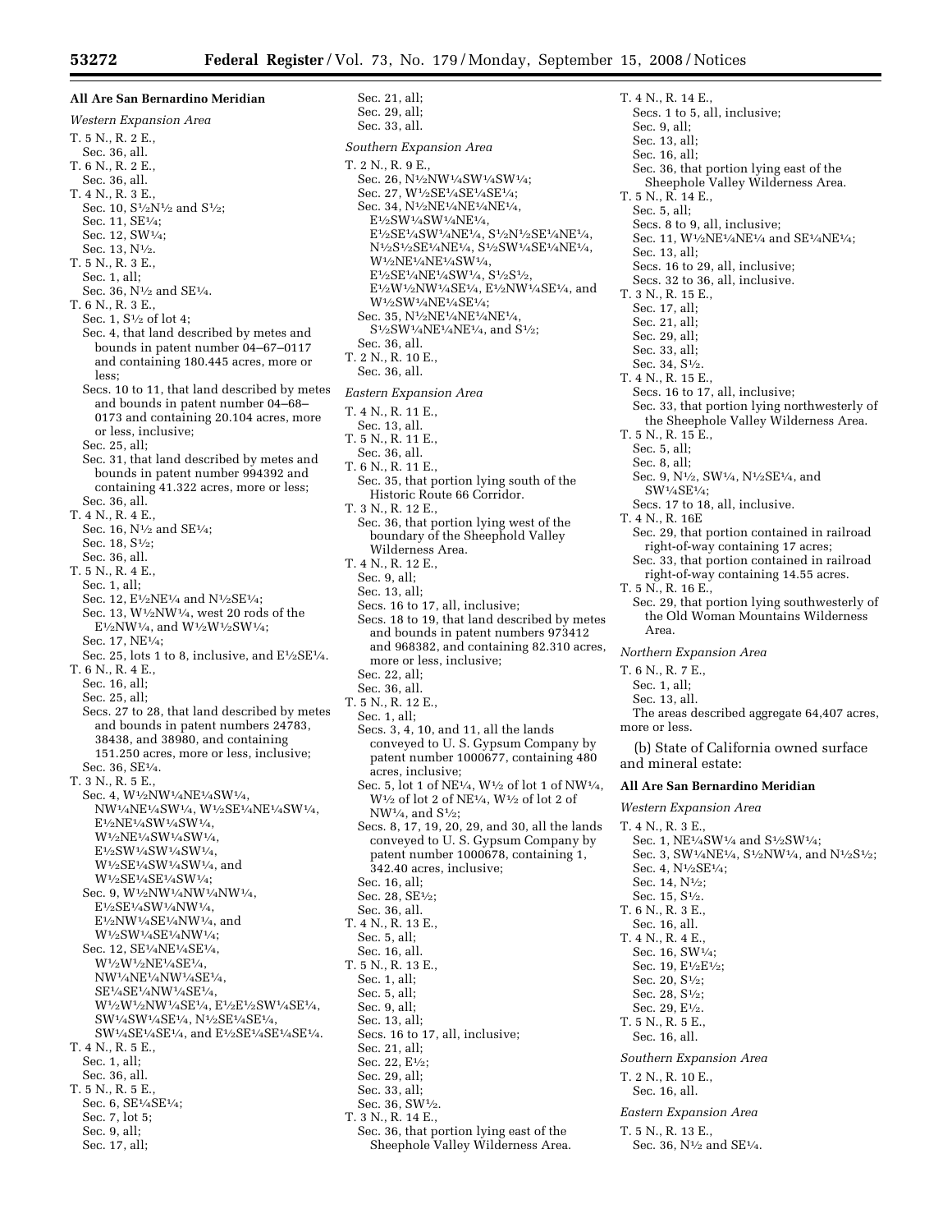**All Are San Bernardino Meridian**

*Western Expansion Area*

T. 5 N., R. 2 E.,
 Sec. 36, all.

T. 6 N., R. 2 E.,
 Sec. 36, all.

T. 4 N., R. 3 E.,
 Sec. 10, S½N½ and S½;
 Sec. 11, SE¼;
 Sec. 12, SW¼;
 Sec. 13, N½.

T. 5 N., R. 3 E.,
 Sec. 1, all;
 Sec. 36, N½ and SE¼.

T. 6 N., R. 3 E.,
 Sec. 1, S½ of lot 4;
 Sec. 4, that land described by metes and bounds in patent number 04–67–0117 and containing 180.445 acres, more or less;
 Secs. 10 to 11, that land described by metes and bounds in patent number 04–68–0173 and containing 20.104 acres, more or less, inclusive;
 Sec. 25, all;
 Sec. 31, that land described by metes and bounds in patent number 994392 and containing 41.322 acres, more or less;
 Sec. 36, all.

T. 4 N., R. 4 E.,
 Sec. 16, N½ and SE¼;
 Sec. 18, S½;
 Sec. 36, all.

T. 5 N., R. 4 E.,
 Sec. 1, all;
 Sec. 12, E½NE¼ and N½SE¼;
 Sec. 13, W½NW¼, west 20 rods of the E½NW¼, and W½W½SW¼;
 Sec. 17, NE¼;
 Sec. 25, lots 1 to 8, inclusive, and E½SE¼.

T. 6 N., R. 4 E.,
 Sec. 16, all;
 Sec. 25, all;
 Secs. 27 to 28, that land described by metes and bounds in patent numbers 24783, 38438, and 38980, and containing 151.250 acres, more or less, inclusive;
 Sec. 36, SE¼.

T. 3 N., R. 5 E.,
 Sec. 4, W½NW¼NE¼SW¼, NW¼NE¼SW¼, W½SE¼NE¼SW¼, E½NE¼SW¼SW¼, W½NE¼SW¼SW¼, E½SW¼SW¼SW¼, W½SE¼SW¼SW¼, and W½SE¼SE¼SW¼;
 Sec. 9, W½NW¼NW¼NW¼, E½SE¼SW¼NW¼, E½NW¼SE¼NW¼, and W½SW¼SE¼NW¼;
 Sec. 12, SE¼NE¼SE¼, W½W½NE¼SE¼, NW¼NE¼NW¼SE¼, SE¼SE¼NW¼SE¼, W½W½NW¼SE¼, E½E½SW¼SE¼, SW¼SW¼SE¼, N½SE¼SE¼, SW¼SE¼SE¼, and E½SE¼SE¼SE¼.

T. 4 N., R. 5 E.,
 Sec. 1, all;
 Sec. 36, all.

T. 5 N., R. 5 E.,
 Sec. 6, SE¼SE¼;
 Sec. 7, lot 5;
 Sec. 9, all;
 Sec. 17, all;
 Sec. 21, all;
 Sec. 29, all;
 Sec. 33, all.

*Southern Expansion Area*

T. 2 N., R. 9 E.,
 Sec. 26, N½NW¼SW¼SW¼;
 Sec. 27, W½SE¼SE¼SE¼;
 Sec. 34, N½NE¼NE¼NE¼, E½SW¼SW¼NE¼, E½SE¼SW¼NE¼, S½N½SE¼NE¼, N½S½SE¼NE¼, S½SW¼SE¼NE¼, W½NE¼NE¼SW¼, E½SE¼NE¼SW¼, S½S½, E½W½NW¼SE¼, E½NW¼SE¼, and W½SW¼NE¼SE¼;
 Sec. 35, N½NE¼NE¼NE¼, S½SW¼NE¼NE¼, and S½;
 Sec. 36, all.

T. 2 N., R. 10 E.,
 Sec. 36, all.

*Eastern Expansion Area*

T. 4 N., R. 11 E.,
 Sec. 13, all.

T. 5 N., R. 11 E.,
 Sec. 36, all.

T. 6 N., R. 11 E.,
 Sec. 35, that portion lying south of the Historic Route 66 Corridor.

T. 3 N., R. 12 E.,
 Sec. 36, that portion lying west of the boundary of the Sheephold Valley Wilderness Area.

T. 4 N., R. 12 E.,
 Sec. 9, all;
 Sec. 13, all;
 Secs. 16 to 17, all, inclusive;
 Secs. 18 to 19, that land described by metes and bounds in patent numbers 973412 and 968382, and containing 82.310 acres, more or less, inclusive;
 Sec. 22, all;
 Sec. 36, all.

T. 5 N., R. 12 E.,
 Sec. 1, all;
 Secs. 3, 4, 10, and 11, all the lands conveyed to U. S. Gypsum Company by patent number 1000677, containing 480 acres, inclusive;
 Sec. 5, lot 1 of NE¼, W½ of lot 1 of NW¼, W½ of lot 2 of NE¼, W½ of lot 2 of NW¼, and S½;
 Secs. 8, 17, 19, 20, 29, and 30, all the lands conveyed to U. S. Gypsum Company by patent number 1000678, containing 1, 342.40 acres, inclusive;
 Sec. 16, all;
 Sec. 28, SE½;
 Sec. 36, all.

T. 4 N., R. 13 E.,
 Sec. 5, all;
 Sec. 16, all.

T. 5 N., R. 13 E.,
 Sec. 1, all;
 Sec. 5, all;
 Sec. 9, all;
 Sec. 13, all;
 Secs. 16 to 17, all, inclusive;
 Sec. 21, all;
 Sec. 22, E½;
 Sec. 29, all;
 Sec. 33, all;
 Sec. 36, SW½.

T. 3 N., R. 14 E.,
 Sec. 36, that portion lying east of the Sheephole Valley Wilderness Area.

T. 4 N., R. 14 E.,
 Secs. 1 to 5, all, inclusive;
 Sec. 9, all;
 Sec. 13, all;
 Sec. 16, all;
 Sec. 36, that portion lying east of the Sheephole Valley Wilderness Area.

T. 5 N., R. 14 E.,
 Sec. 5, all;
 Secs. 8 to 9, all, inclusive;
 Sec. 11, W½NE¼NE¼ and SE¼NE¼;
 Sec. 13, all;
 Secs. 16 to 29, all, inclusive;
 Secs. 32 to 36, all, inclusive.

T. 3 N., R. 15 E.,
 Sec. 17, all;
 Sec. 21, all;
 Sec. 29, all;
 Sec. 33, all;
 Sec. 34, S½.

T. 4 N., R. 15 E.,
 Secs. 16 to 17, all, inclusive;
 Sec. 33, that portion lying northwesterly of the Sheephole Valley Wilderness Area.

T. 5 N., R. 15 E.,
 Sec. 5, all;
 Sec. 8, all;
 Sec. 9, N½, SW¼, N½SE¼, and SW¼SE¼;
 Secs. 17 to 18, all, inclusive.

T. 4 N., R. 16E
 Sec. 29, that portion contained in railroad right-of-way containing 17 acres;
 Sec. 33, that portion contained in railroad right-of-way containing 14.55 acres.

T. 5 N., R. 16 E.,
 Sec. 29, that portion lying southwesterly of the Old Woman Mountains Wilderness Area.

*Northern Expansion Area*

T. 6 N., R. 7 E.,
 Sec. 1, all;
 Sec. 13, all.

The areas described aggregate 64,407 acres, more or less.

(b) State of California owned surface and mineral estate:

**All Are San Bernardino Meridian**

*Western Expansion Area*

T. 4 N., R. 3 E.,
 Sec. 1, NE¼SW¼ and S½SW¼;
 Sec. 3, SW¼NE¼, S½NW¼, and N½S½;
 Sec. 4, N½SE¼;
 Sec. 14, N½;
 Sec. 15, S½.

T. 6 N., R. 3 E.,
 Sec. 16, all.

T. 4 N., R. 4 E.,
 Sec. 16, SW¼;
 Sec. 19, E½E½;
 Sec. 20, S½;
 Sec. 28, S½;
 Sec. 29, E½.

T. 5 N., R. 5 E.,
 Sec. 16, all.

*Southern Expansion Area*

T. 2 N., R. 10 E.,
 Sec. 16, all.

*Eastern Expansion Area*

T. 5 N., R. 13 E.,
 Sec. 36, N½ and SE¼.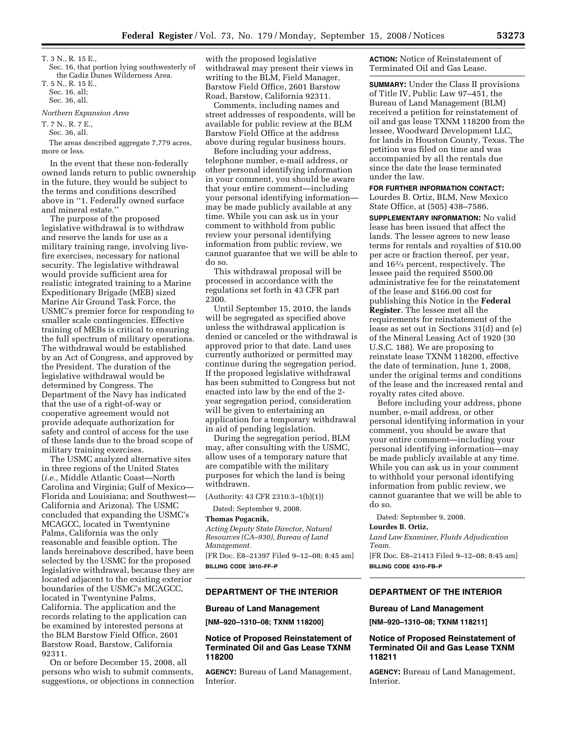T. 3 N., R. 15 E.,

Sec. 16, that portion lying southwesterly of the Cadiz Dunes Wilderness Area.

T. 5 N., R. 15 E.,

Sec. 16, all;

Sec. 36, all.

*Northern Expansion Area*

T. 7 N., R. 7 E.,

Sec. 36, all.

The areas described aggregate 7,779 acres, more or less.

In the event that these non-federally owned lands return to public ownership in the future, they would be subject to the terms and conditions described above in ''1. Federally owned surface and mineral estate.''

The purpose of the proposed legislative withdrawal is to withdraw and reserve the lands for use as a military training range, involving live-fire exercises, necessary for national security. The legislative withdrawal would provide sufficient area for realistic integrated training to a Marine Expeditionary Brigade (MEB) sized Marine Air Ground Task Force, the USMC's premier force for responding to smaller scale contingencies. Effective training of MEBs is critical to ensuring the full spectrum of military operations. The withdrawal would be established by an Act of Congress, and approved by the President. The duration of the legislative withdrawal would be determined by Congress. The Department of the Navy has indicated that the use of a right-of-way or cooperative agreement would not provide adequate authorization for safety and control of access for the use of these lands due to the broad scope of military training exercises.

The USMC analyzed alternative sites in three regions of the United States (*i.e.,* Middle Atlantic Coast—North Carolina and Virginia; Gulf of Mexico—Florida and Louisiana; and Southwest—California and Arizona). The USMC concluded that expanding the USMC's MCAGCC, located in Twentynine Palms, California was the only reasonable and feasible option. The lands hereinabove described, have been selected by the USMC for the proposed legislative withdrawal, because they are located adjacent to the existing exterior boundaries of the USMC's MCAGCC, located in Twentynine Palms, California. The application and the records relating to the application can be examined by interested persons at the BLM Barstow Field Office, 2601 Barstow Road, Barstow, California 92311.

On or before December 15, 2008, all persons who wish to submit comments, suggestions, or objections in connection with the proposed legislative withdrawal may present their views in writing to the BLM, Field Manager, Barstow Field Office, 2601 Barstow Road, Barstow, California 92311.

Comments, including names and street addresses of respondents, will be available for public review at the BLM Barstow Field Office at the address above during regular business hours.

Before including your address, telephone number, e-mail address, or other personal identifying information in your comment, you should be aware that your entire comment—including your personal identifying information—may be made publicly available at any time. While you can ask us in your comment to withhold from public review your personal identifying information from public review, we cannot guarantee that we will be able to do so.

This withdrawal proposal will be processed in accordance with the regulations set forth in 43 CFR part 2300.

Until September 15, 2010, the lands will be segregated as specified above unless the withdrawal application is denied or canceled or the withdrawal is approved prior to that date. Land uses currently authorized or permitted may continue during the segregation period. If the proposed legislative withdrawal has been submitted to Congress but not enacted into law by the end of the 2-year segregation period, consideration will be given to entertaining an application for a temporary withdrawal in aid of pending legislation.

During the segregation period, BLM may, after consulting with the USMC, allow uses of a temporary nature that are compatible with the military purposes for which the land is being withdrawn.

(Authority: 43 CFR 2310.3–1(b)(1))

Dated: September 9, 2008.

**Thomas Pogacnik,**

*Acting Deputy State Director, Natural Resources (CA–930), Bureau of Land Management.*

[FR Doc. E8–21397 Filed 9–12–08; 8:45 am]

**BILLING CODE 3810–FF–P**

## DEPARTMENT OF THE INTERIOR

### Bureau of Land Management

**[NM–920–1310–08; TXNM 118200]**

### Notice of Proposed Reinstatement of Terminated Oil and Gas Lease TXNM 118200

**AGENCY:** Bureau of Land Management, Interior.

**ACTION:** Notice of Reinstatement of Terminated Oil and Gas Lease.

**SUMMARY:** Under the Class II provisions of Title IV, Public Law 97–451, the Bureau of Land Management (BLM) received a petition for reinstatement of oil and gas lease TXNM 118200 from the lessee, Woodward Development LLC, for lands in Houston County, Texas. The petition was filed on time and was accompanied by all the rentals due since the date the lease terminated under the law.

**FOR FURTHER INFORMATION CONTACT:** Lourdes B. Ortiz, BLM, New Mexico State Office, at (505) 438–7586.

**SUPPLEMENTARY INFORMATION:** No valid lease has been issued that affect the lands. The lessee agrees to new lease terms for rentals and royalties of $10.00 per acre or fraction thereof, per year, and 16⅔ percent, respectively. The lessee paid the required $500.00 administrative fee for the reinstatement of the lease and $166.00 cost for publishing this Notice in the **Federal Register**. The lessee met all the requirements for reinstatement of the lease as set out in Sections 31(d) and (e) of the Mineral Leasing Act of 1920 (30 U.S.C. 188). We are proposing to reinstate lease TXNM 118200, effective the date of termination, June 1, 2008, under the original terms and conditions of the lease and the increased rental and royalty rates cited above.

Before including your address, phone number, e-mail address, or other personal identifying information in your comment, you should be aware that your entire comment—including your personal identifying information—may be made publicly available at any time. While you can ask us in your comment to withhold your personal identifying information from public review, we cannot guarantee that we will be able to do so.

Dated: September 9, 2008.

**Lourdes B. Ortiz,**

*Land Law Examiner, Fluids Adjudication Team.*

[FR Doc. E8–21413 Filed 9–12–08; 8:45 am]

**BILLING CODE 4310–FB–P**

## DEPARTMENT OF THE INTERIOR

### Bureau of Land Management

**[NM–920–1310–08; TXNM 118211]**

### Notice of Proposed Reinstatement of Terminated Oil and Gas Lease TXNM 118211

**AGENCY:** Bureau of Land Management, Interior.